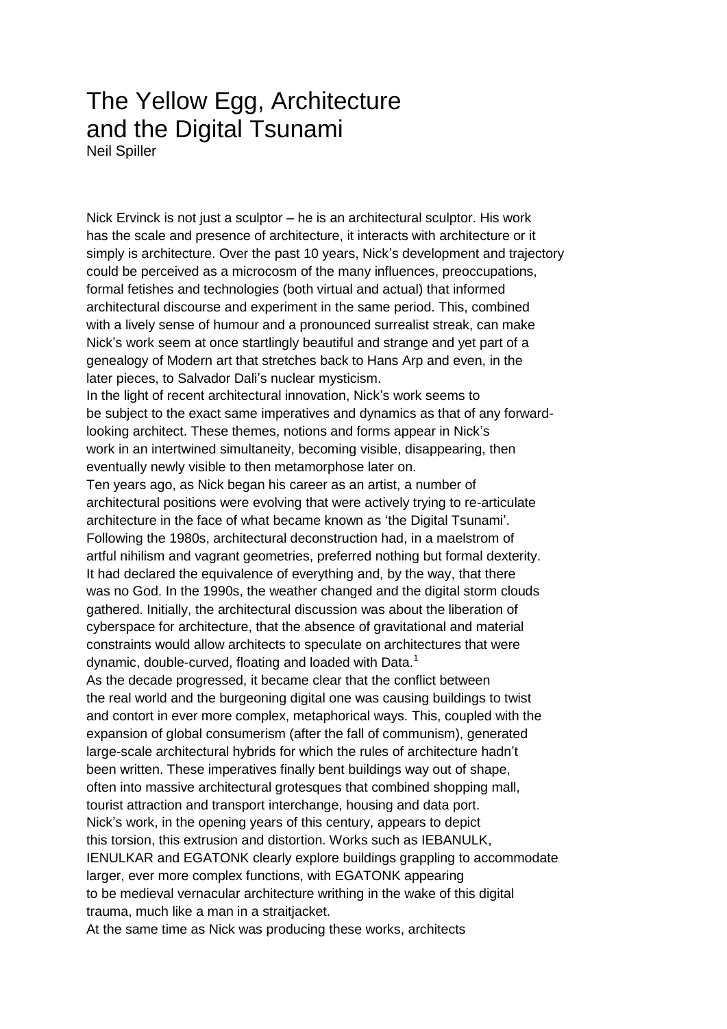# The Yellow Egg, Architecture and the Digital Tsunami

Neil Spiller

Nick Ervinck is not just a sculptor – he is an architectural sculptor. His work has the scale and presence of architecture, it interacts with architecture or it simply is architecture. Over the past 10 years, Nick's development and trajectory could be perceived as a microcosm of the many influences, preoccupations, formal fetishes and technologies (both virtual and actual) that informed architectural discourse and experiment in the same period. This, combined with a lively sense of humour and a pronounced surrealist streak, can make Nick's work seem at once startlingly beautiful and strange and yet part of a genealogy of Modern art that stretches back to Hans Arp and even, in the later pieces, to Salvador Dali's nuclear mysticism.

In the light of recent architectural innovation, Nick's work seems to be subject to the exact same imperatives and dynamics as that of any forward-looking architect. These themes, notions and forms appear in Nick's work in an intertwined simultaneity, becoming visible, disappearing, then eventually newly visible to then metamorphose later on.

Ten years ago, as Nick began his career as an artist, a number of architectural positions were evolving that were actively trying to re-articulate architecture in the face of what became known as 'the Digital Tsunami'. Following the 1980s, architectural deconstruction had, in a maelstrom of artful nihilism and vagrant geometries, preferred nothing but formal dexterity. It had declared the equivalence of everything and, by the way, that there was no God. In the 1990s, the weather changed and the digital storm clouds gathered. Initially, the architectural discussion was about the liberation of cyberspace for architecture, that the absence of gravitational and material constraints would allow architects to speculate on architectures that were dynamic, double-curved, floating and loaded with Data.[1]

As the decade progressed, it became clear that the conflict between the real world and the burgeoning digital one was causing buildings to twist and contort in ever more complex, metaphorical ways. This, coupled with the expansion of global consumerism (after the fall of communism), generated large-scale architectural hybrids for which the rules of architecture hadn't been written. These imperatives finally bent buildings way out of shape, often into massive architectural grotesques that combined shopping mall, tourist attraction and transport interchange, housing and data port.

Nick's work, in the opening years of this century, appears to depict this torsion, this extrusion and distortion. Works such as IEBANULK, IENULKAR and EGATONK clearly explore buildings grappling to accommodate larger, ever more complex functions, with EGATONK appearing to be medieval vernacular architecture writhing in the wake of this digital trauma, much like a man in a straitjacket.

At the same time as Nick was producing these works, architects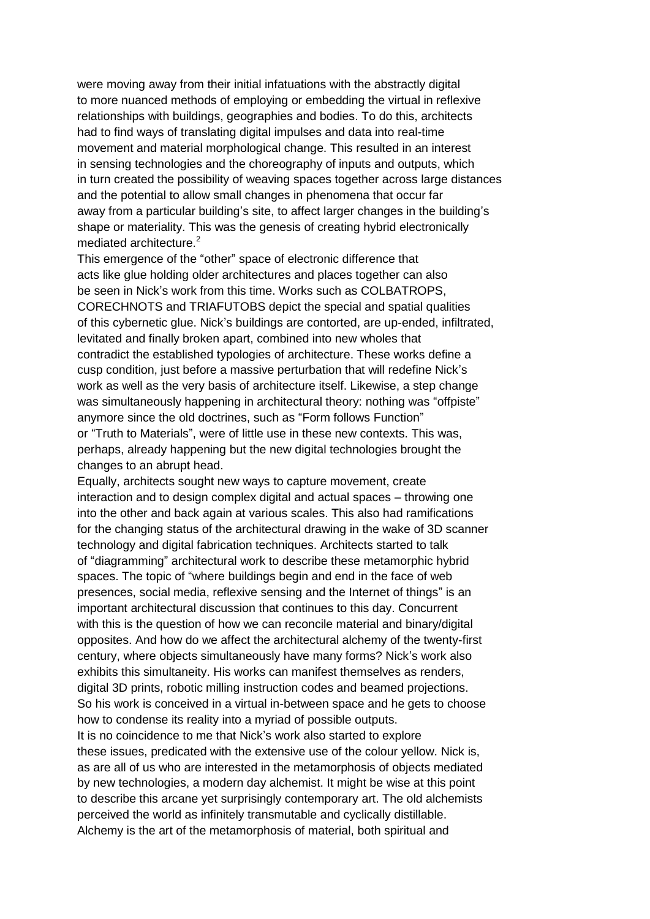were moving away from their initial infatuations with the abstractly digital to more nuanced methods of employing or embedding the virtual in reflexive relationships with buildings, geographies and bodies. To do this, architects had to find ways of translating digital impulses and data into real-time movement and material morphological change. This resulted in an interest in sensing technologies and the choreography of inputs and outputs, which in turn created the possibility of weaving spaces together across large distances and the potential to allow small changes in phenomena that occur far away from a particular building's site, to affect larger changes in the building's shape or materiality. This was the genesis of creating hybrid electronically mediated architecture.[2]

This emergence of the "other" space of electronic difference that acts like glue holding older architectures and places together can also be seen in Nick's work from this time. Works such as COLBATROPS, CORECHNOTS and TRIAFUTOBS depict the special and spatial qualities of this cybernetic glue. Nick's buildings are contorted, are up-ended, infiltrated, levitated and finally broken apart, combined into new wholes that contradict the established typologies of architecture. These works define a cusp condition, just before a massive perturbation that will redefine Nick's work as well as the very basis of architecture itself. Likewise, a step change was simultaneously happening in architectural theory: nothing was "offpiste" anymore since the old doctrines, such as "Form follows Function" or "Truth to Materials", were of little use in these new contexts. This was, perhaps, already happening but the new digital technologies brought the changes to an abrupt head.

Equally, architects sought new ways to capture movement, create interaction and to design complex digital and actual spaces – throwing one into the other and back again at various scales. This also had ramifications for the changing status of the architectural drawing in the wake of 3D scanner technology and digital fabrication techniques. Architects started to talk of "diagramming" architectural work to describe these metamorphic hybrid spaces. The topic of "where buildings begin and end in the face of web presences, social media, reflexive sensing and the Internet of things" is an important architectural discussion that continues to this day. Concurrent with this is the question of how we can reconcile material and binary/digital opposites. And how do we affect the architectural alchemy of the twenty-first century, where objects simultaneously have many forms? Nick's work also exhibits this simultaneity. His works can manifest themselves as renders, digital 3D prints, robotic milling instruction codes and beamed projections. So his work is conceived in a virtual in-between space and he gets to choose how to condense its reality into a myriad of possible outputs.

It is no coincidence to me that Nick's work also started to explore these issues, predicated with the extensive use of the colour yellow. Nick is, as are all of us who are interested in the metamorphosis of objects mediated by new technologies, a modern day alchemist. It might be wise at this point to describe this arcane yet surprisingly contemporary art. The old alchemists perceived the world as infinitely transmutable and cyclically distillable. Alchemy is the art of the metamorphosis of material, both spiritual and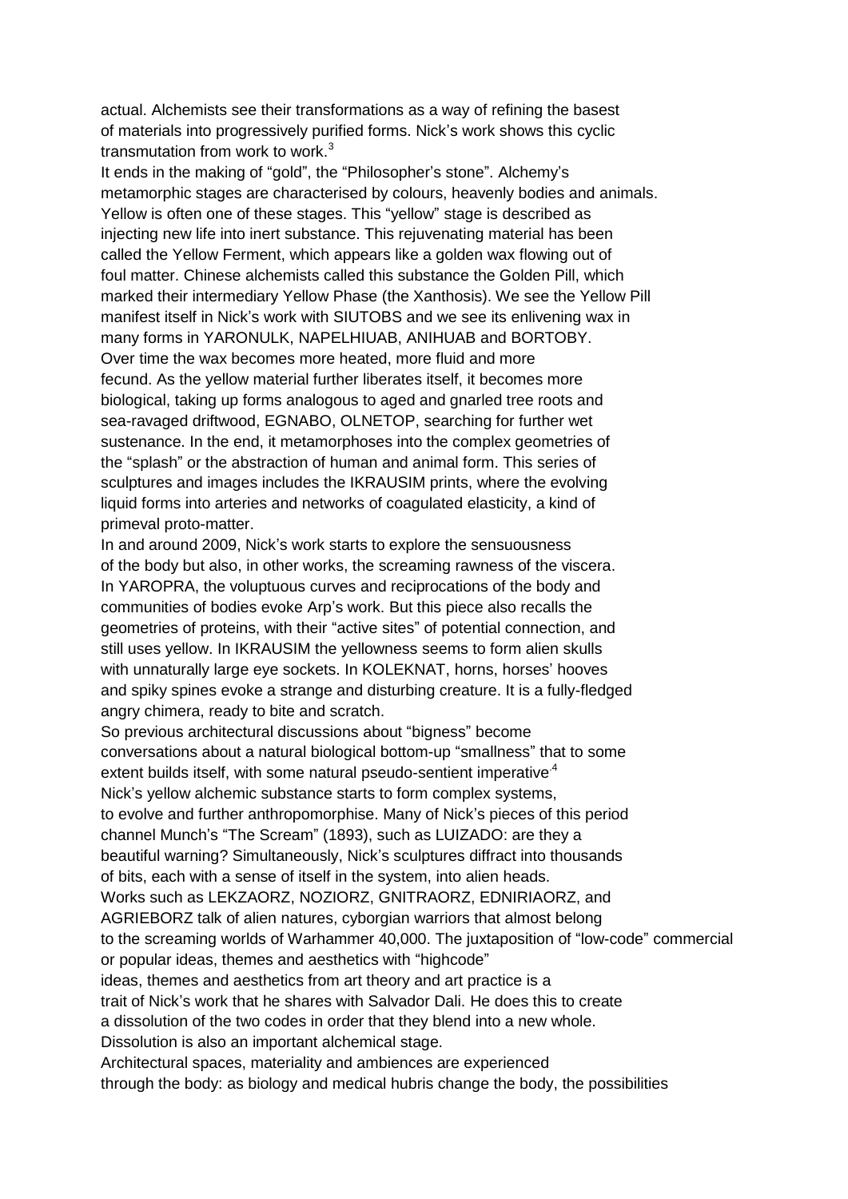actual. Alchemists see their transformations as a way of refining the basest of materials into progressively purified forms. Nick's work shows this cyclic transmutation from work to work.[3]

It ends in the making of "gold", the "Philosopher's stone". Alchemy's metamorphic stages are characterised by colours, heavenly bodies and animals. Yellow is often one of these stages. This "yellow" stage is described as injecting new life into inert substance. This rejuvenating material has been called the Yellow Ferment, which appears like a golden wax flowing out of foul matter. Chinese alchemists called this substance the Golden Pill, which marked their intermediary Yellow Phase (the Xanthosis). We see the Yellow Pill manifest itself in Nick's work with SIUTOBS and we see its enlivening wax in many forms in YARONULK, NAPELHIUAB, ANIHUAB and BORTOBY. Over time the wax becomes more heated, more fluid and more fecund. As the yellow material further liberates itself, it becomes more biological, taking up forms analogous to aged and gnarled tree roots and sea-ravaged driftwood, EGNABO, OLNETOP, searching for further wet sustenance. In the end, it metamorphoses into the complex geometries of the "splash" or the abstraction of human and animal form. This series of sculptures and images includes the IKRAUSIM prints, where the evolving liquid forms into arteries and networks of coagulated elasticity, a kind of primeval proto-matter.

In and around 2009, Nick's work starts to explore the sensuousness of the body but also, in other works, the screaming rawness of the viscera. In YAROPRA, the voluptuous curves and reciprocations of the body and communities of bodies evoke Arp's work. But this piece also recalls the geometries of proteins, with their "active sites" of potential connection, and still uses yellow. In IKRAUSIM the yellowness seems to form alien skulls with unnaturally large eye sockets. In KOLEKNAT, horns, horses' hooves and spiky spines evoke a strange and disturbing creature. It is a fully-fledged angry chimera, ready to bite and scratch.

So previous architectural discussions about "bigness" become conversations about a natural biological bottom-up "smallness" that to some extent builds itself, with some natural pseudo-sentient imperative.[4]

Nick's yellow alchemic substance starts to form complex systems, to evolve and further anthropomorphise. Many of Nick's pieces of this period channel Munch's "The Scream" (1893), such as LUIZADO: are they a beautiful warning? Simultaneously, Nick's sculptures diffract into thousands of bits, each with a sense of itself in the system, into alien heads.

Works such as LEKZAORZ, NOZIORZ, GNITRAORZ, EDNIRIAORZ, and AGRIEBORZ talk of alien natures, cyborgian warriors that almost belong to the screaming worlds of Warhammer 40,000. The juxtaposition of "low-code" commercial or popular ideas, themes and aesthetics with "highcode" ideas, themes and aesthetics from art theory and art practice is a trait of Nick's work that he shares with Salvador Dali. He does this to create a dissolution of the two codes in order that they blend into a new whole. Dissolution is also an important alchemical stage.

Architectural spaces, materiality and ambiences are experienced through the body: as biology and medical hubris change the body, the possibilities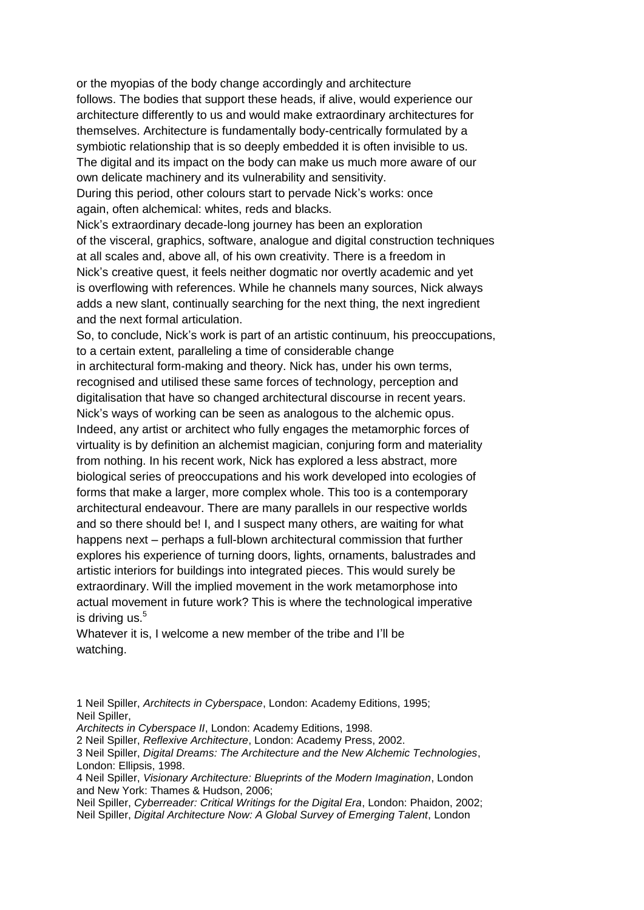or the myopias of the body change accordingly and architecture follows. The bodies that support these heads, if alive, would experience our architecture differently to us and would make extraordinary architectures for themselves. Architecture is fundamentally body-centrically formulated by a symbiotic relationship that is so deeply embedded it is often invisible to us. The digital and its impact on the body can make us much more aware of our own delicate machinery and its vulnerability and sensitivity.

During this period, other colours start to pervade Nick's works: once again, often alchemical: whites, reds and blacks.

Nick's extraordinary decade-long journey has been an exploration of the visceral, graphics, software, analogue and digital construction techniques at all scales and, above all, of his own creativity. There is a freedom in Nick's creative quest, it feels neither dogmatic nor overtly academic and yet is overflowing with references. While he channels many sources, Nick always adds a new slant, continually searching for the next thing, the next ingredient and the next formal articulation.

So, to conclude, Nick's work is part of an artistic continuum, his preoccupations, to a certain extent, paralleling a time of considerable change in architectural form-making and theory. Nick has, under his own terms, recognised and utilised these same forces of technology, perception and digitalisation that have so changed architectural discourse in recent years. Nick's ways of working can be seen as analogous to the alchemic opus. Indeed, any artist or architect who fully engages the metamorphic forces of virtuality is by definition an alchemist magician, conjuring form and materiality from nothing. In his recent work, Nick has explored a less abstract, more biological series of preoccupations and his work developed into ecologies of forms that make a larger, more complex whole. This too is a contemporary architectural endeavour. There are many parallels in our respective worlds and so there should be! I, and I suspect many others, are waiting for what happens next – perhaps a full-blown architectural commission that further explores his experience of turning doors, lights, ornaments, balustrades and artistic interiors for buildings into integrated pieces. This would surely be extraordinary. Will the implied movement in the work metamorphose into actual movement in future work? This is where the technological imperative is driving us.[5]

Whatever it is, I welcome a new member of the tribe and I'll be watching.

1 Neil Spiller, *Architects in Cyberspace*, London: Academy Editions, 1995; Neil Spiller, *Architects in Cyberspace II*, London: Academy Editions, 1998.

2 Neil Spiller, *Reflexive Architecture*, London: Academy Press, 2002.

3 Neil Spiller, *Digital Dreams: The Architecture and the New Alchemic Technologies*, London: Ellipsis, 1998.

4 Neil Spiller, *Visionary Architecture: Blueprints of the Modern Imagination*, London and New York: Thames & Hudson, 2006;
Neil Spiller, *Cyberreader: Critical Writings for the Digital Era*, London: Phaidon, 2002;
Neil Spiller, *Digital Architecture Now: A Global Survey of Emerging Talent*, London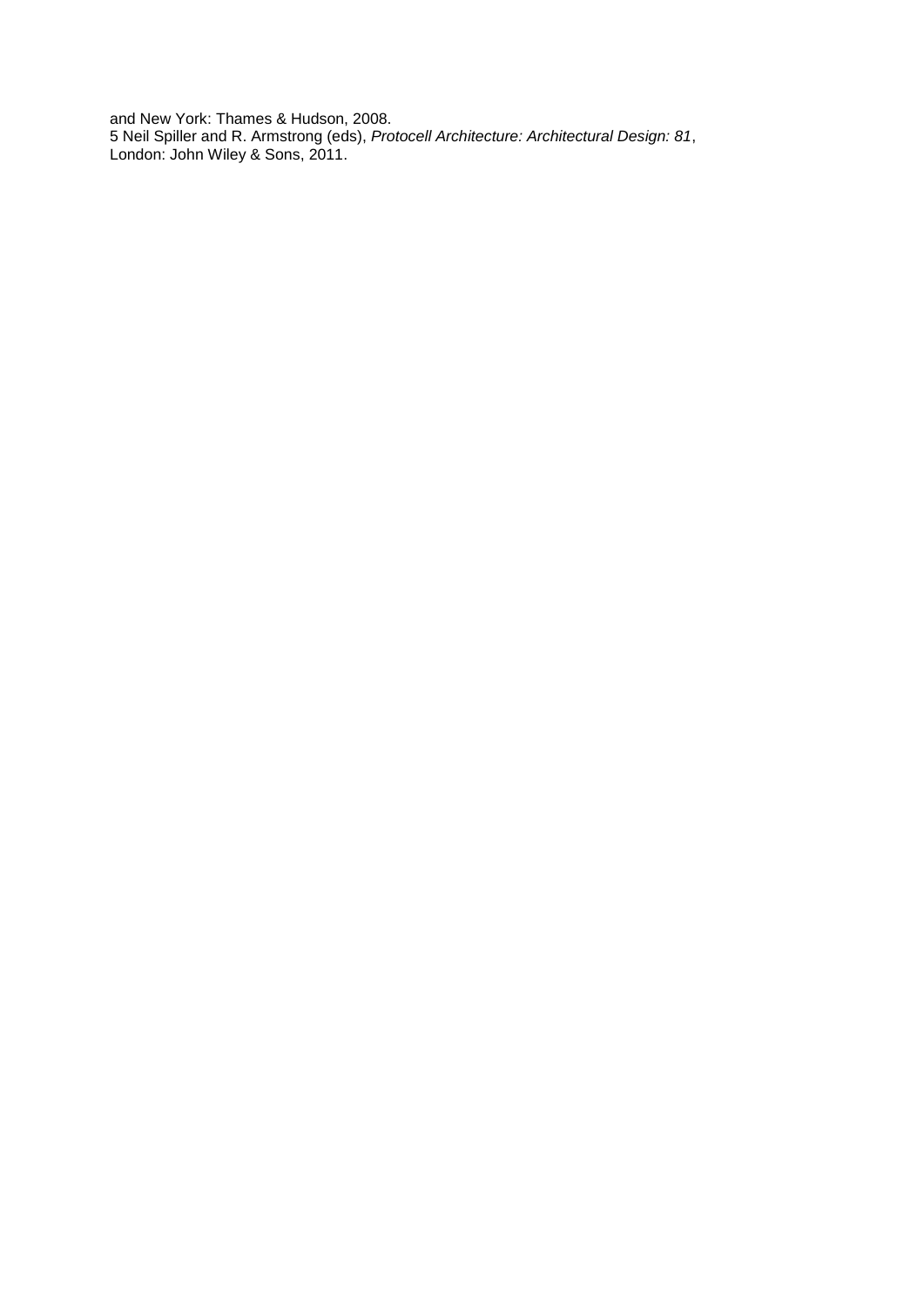and New York: Thames & Hudson, 2008.
5 Neil Spiller and R. Armstrong (eds), *Protocell Architecture: Architectural Design: 81*, London: John Wiley & Sons, 2011.